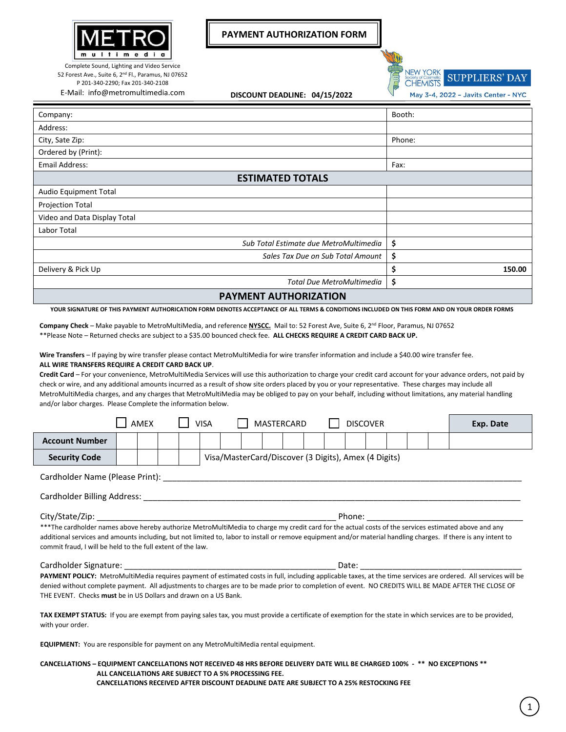**METRO multimedia**

Complete Sound, Lighting and Video Service
52 Forest Ave., Suite 6, 2nd Fl., Paramus, NJ 07652
P 201-340-2290; Fax 201-340-2108
E-Mail: info@metromultimedia.com

# PAYMENT AUTHORIZATION FORM

**DISCOUNT DEADLINE: 04/15/2022**

NEW YORK Society of Cosmetic CHEMISTS SUPPLIERS' DAY
May 3-4, 2022 – Javits Center - NYC

| Company: | Booth: |
|---|---|
| Address: | |
| City, Sate Zip: | Phone: |
| Ordered by (Print): | |
| Email Address: | Fax: |

## ESTIMATED TOTALS

| | |
|---|---|
| Audio Equipment Total | |
| Projection Total | |
| Video and Data Display Total | |
| Labor Total | |
| *Sub Total Estimate due MetroMultimedia* | $ |
| *Sales Tax Due on Sub Total Amount* | $ |
| Delivery & Pick Up | $ 150.00 |
| *Total Due MetroMultimedia* | $ |

## PAYMENT AUTHORIZATION

**YOUR SIGNATURE OF THIS PAYMENT AUTHORICATION FORM DENOTES ACCEPTANCE OF ALL TERMS & CONDITIONS INCLUDED ON THIS FORM AND ON YOUR ORDER FORMS**

**Company Check** – Make payable to MetroMultiMedia, and reference **NYSCC.** Mail to: 52 Forest Ave, Suite 6, 2nd Floor, Paramus, NJ 07652
**Please Note – Returned checks are subject to a $35.00 bounced check fee. **ALL CHECKS REQUIRE A CREDIT CARD BACK UP.**

**Wire Transfers** – If paying by wire transfer please contact MetroMultiMedia for wire transfer information and include a $40.00 wire transfer fee.
**ALL WIRE TRANSFERS REQUIRE A CREDIT CARD BACK UP**.

**Credit Card** – For your convenience, MetroMultiMedia Services will use this authorization to charge your credit card account for your advance orders, not paid by check or wire, and any additional amounts incurred as a result of show site orders placed by you or your representative. These charges may include all MetroMultiMedia charges, and any charges that MetroMultiMedia may be obliged to pay on your behalf, including without limitations, any material handling and/or labor charges. Please Complete the information below.

☐ AMEX ☐ VISA ☐ MASTERCARD ☐ DISCOVER

| | | | | | | | | | | | | | | | | | |
|---|---|---|---|---|---|---|---|---|---|---|---|---|---|---|---|---|---|
| **Account Number** | | | | | | | | | | | | | | | | | **Exp. Date:** |
| **Security Code** | | | | | Visa/MasterCard/Discover (3 Digits), Amex (4 Digits) | | | | | | | | | | | | |

Cardholder Name (Please Print): ______________________________________________

Cardholder Billing Address: ______________________________________________

City/State/Zip: ______________________________ Phone: ______________________

***The cardholder names above hereby authorize MetroMultiMedia to charge my credit card for the actual costs of the services estimated above and any additional services and amounts including, but not limited to, labor to install or remove equipment and/or material handling charges. If there is any intent to commit fraud, I will be held to the full extent of the law.

Cardholder Signature: ______________________________ Date: ______________________

**PAYMENT POLICY:** MetroMultiMedia requires payment of estimated costs in full, including applicable taxes, at the time services are ordered. All services will be denied without complete payment. All adjustments to charges are to be made prior to completion of event. NO CREDITS WILL BE MADE AFTER THE CLOSE OF THE EVENT. Checks **must** be in US Dollars and drawn on a US Bank.

**TAX EXEMPT STATUS:** If you are exempt from paying sales tax, you must provide a certificate of exemption for the state in which services are to be provided, with your order.

**EQUIPMENT:** You are responsible for payment on any MetroMultiMedia rental equipment.

**CANCELLATIONS – EQUIPMENT CANCELLATIONS NOT RECEIVED 48 HRS BEFORE DELIVERY DATE WILL BE CHARGED 100% - ** NO EXCEPTIONS ****
**ALL CANCELLATIONS ARE SUBJECT TO A 5% PROCESSING FEE.**
**CANCELLATIONS RECEIVED AFTER DISCOUNT DEADLINE DATE ARE SUBJECT TO A 25% RESTOCKING FEE**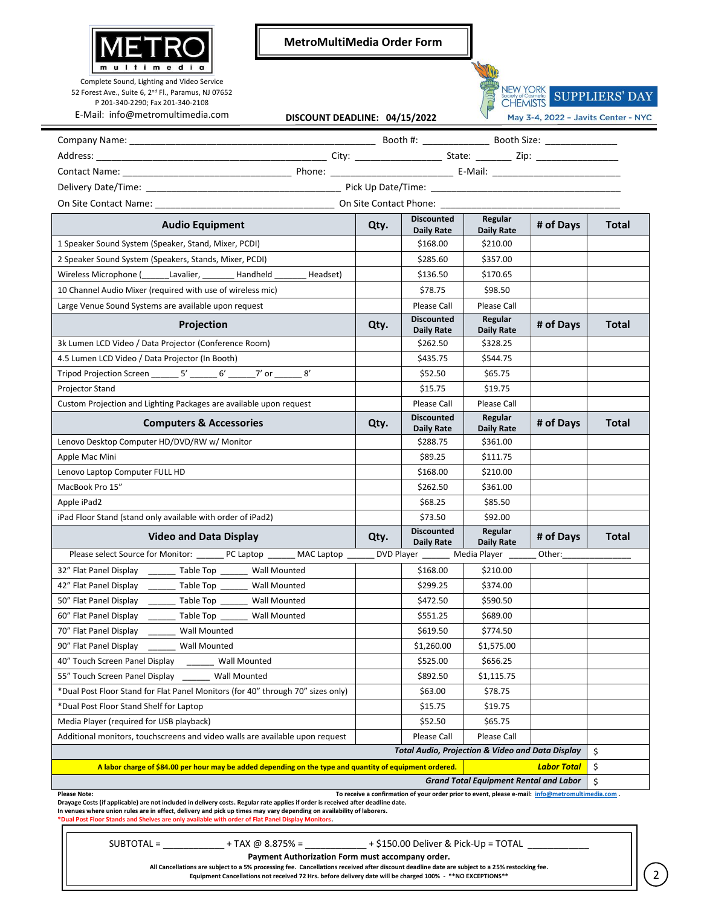# MetroMultiMedia Order Form

**METRO multimedia**

Complete Sound, Lighting and Video Service
52 Forest Ave., Suite 6, 2nd Fl., Paramus, NJ 07652
P 201-340-2290; Fax 201-340-2108
E-Mail: info@metromultimedia.com

**DISCOUNT DEADLINE: 04/15/2022**

NEW YORK Society of Cosmetic CHEMISTS SUPPLIERS' DAY
May 3-4, 2022 – Javits Center - NYC

Company Name: ______________________________ Booth #: ____________ Booth Size: ____________
Address: ______________________________ City: ______________ State: ______ Zip: ______________
Contact Name: ______________________________ Phone: ______________________ E-Mail: ______________________
Delivery Date/Time: ______________________________ Pick Up Date/Time: ______________________________
On Site Contact Name: ______________________________ On Site Contact Phone: ______________________________

| Audio Equipment | Qty. | Discounted Daily Rate | Regular Daily Rate | # of Days | Total |
|---|---|---|---|---|---|
| 1 Speaker Sound System (Speaker, Stand, Mixer, PCDI) | | $168.00 | $210.00 | | |
| 2 Speaker Sound System (Speakers, Stands, Mixer, PCDI) | | $285.60 | $357.00 | | |
| Wireless Microphone (______Lavalier, _______ Handheld _______ Headset) | | $136.50 | $170.65 | | |
| 10 Channel Audio Mixer (required with use of wireless mic) | | $78.75 | $98.50 | | |
| Large Venue Sound Systems are available upon request | | Please Call | Please Call | | |
| **Projection** | **Qty.** | **Discounted Daily Rate** | **Regular Daily Rate** | **# of Days** | **Total** |
| 3k Lumen LCD Video / Data Projector (Conference Room) | | $262.50 | $328.25 | | |
| 4.5 Lumen LCD Video / Data Projector (In Booth) | | $435.75 | $544.75 | | |
| Tripod Projection Screen ______ 5' ______ 6' ______7' or ______ 8' | | $52.50 | $65.75 | | |
| Projector Stand | | $15.75 | $19.75 | | |
| Custom Projection and Lighting Packages are available upon request | | Please Call | Please Call | | |
| **Computers & Accessories** | **Qty.** | **Discounted Daily Rate** | **Regular Daily Rate** | **# of Days** | **Total** |
| Lenovo Desktop Computer HD/DVD/RW w/ Monitor | | $288.75 | $361.00 | | |
| Apple Mac Mini | | $89.25 | $111.75 | | |
| Lenovo Laptop Computer FULL HD | | $168.00 | $210.00 | | |
| MacBook Pro 15" | | $262.50 | $361.00 | | |
| Apple iPad2 | | $68.25 | $85.50 | | |
| iPad Floor Stand (stand only available with order of iPad2) | | $73.50 | $92.00 | | |
| **Video and Data Display** | **Qty.** | **Discounted Daily Rate** | **Regular Daily Rate** | **# of Days** | **Total** |
| Please select Source for Monitor: ______ PC Laptop ______ MAC Laptop ______ DVD Player ______ Media Player ______ Other:______________ | | | | | |
| 32" Flat Panel Display ______ Table Top ______ Wall Mounted | | $168.00 | $210.00 | | |
| 42" Flat Panel Display ______ Table Top ______ Wall Mounted | | $299.25 | $374.00 | | |
| 50" Flat Panel Display ______ Table Top ______ Wall Mounted | | $472.50 | $590.50 | | |
| 60" Flat Panel Display ______ Table Top ______ Wall Mounted | | $551.25 | $689.00 | | |
| 70" Flat Panel Display ______ Wall Mounted | | $619.50 | $774.50 | | |
| 90" Flat Panel Display ______ Wall Mounted | | $1,260.00 | $1,575.00 | | |
| 40" Touch Screen Panel Display ______ Wall Mounted | | $525.00 | $656.25 | | |
| 55" Touch Screen Panel Display ______ Wall Mounted | | $892.50 | $1,115.75 | | |
| *Dual Post Floor Stand for Flat Panel Monitors (for 40" through 70" sizes only) | | $63.00 | $78.75 | | |
| *Dual Post Floor Stand Shelf for Laptop | | $15.75 | $19.75 | | |
| Media Player (required for USB playback) | | $52.50 | $65.75 | | |
| Additional monitors, touchscreens and video walls are available upon request | | Please Call | Please Call | | |
| | | | | ***Total Audio, Projection & Video and Data Display*** | $ |
| **A labor charge of $84.00 per hour may be added depending on the type and quantity of equipment ordered.** | | | | ***Labor Total*** | $ |
| | | | | ***Grand Total Equipment Rental and Labor*** | $ |

**Please Note:**
**To receive a confirmation of your order prior to event, please e-mail: info@metromultimedia.com .**
**Drayage Costs (if applicable) are not included in delivery costs. Regular rate applies if order is received after deadline date.**
**In venues where union rules are in effect, delivery and pick up times may vary depending on availability of laborers.**
***Dual Post Floor Stands and Shelves are only available with order of Flat Panel Display Monitors.**

SUBTOTAL = ____________ + TAX @ 8.875% = ____________ + $150.00 Deliver & Pick-Up = TOTAL ____________

**Payment Authorization Form must accompany order.**

**All Cancellations are subject to a 5% processing fee. Cancellations received after discount deadline date are subject to a 25% restocking fee.**
**Equipment Cancellations not received 72 Hrs. before delivery date will be charged 100% - **NO EXCEPTIONS****